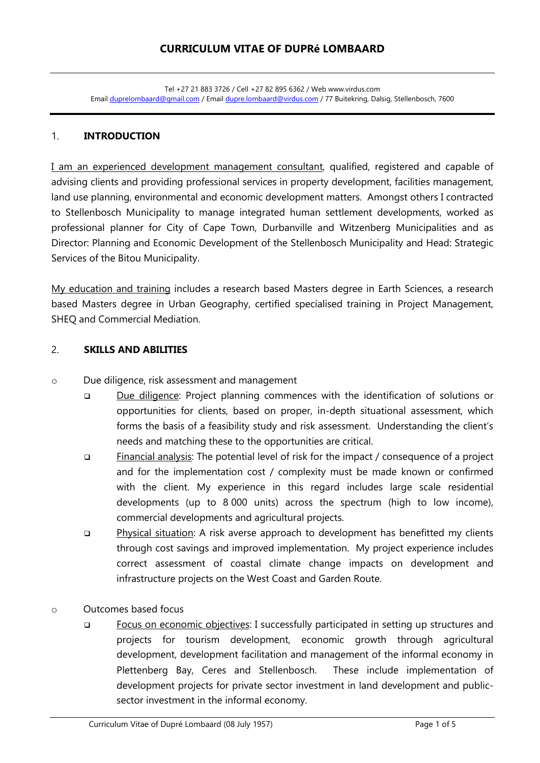# CURRICULUM VITAE OF DUPRé LOMBAARD

Tel +27 21 883 3726 / Cell +27 82 895 6362 / Web www.virdus.com
Email duprelombaard@gmail.com / Email dupre.lombaard@virdus.com / 77 Buitekring, Dalsig, Stellenbosch, 7600

## 1. INTRODUCTION

I am an experienced development management consultant, qualified, registered and capable of advising clients and providing professional services in property development, facilities management, land use planning, environmental and economic development matters. Amongst others I contracted to Stellenbosch Municipality to manage integrated human settlement developments, worked as professional planner for City of Cape Town, Durbanville and Witzenberg Municipalities and as Director: Planning and Economic Development of the Stellenbosch Municipality and Head: Strategic Services of the Bitou Municipality.

My education and training includes a research based Masters degree in Earth Sciences, a research based Masters degree in Urban Geography, certified specialised training in Project Management, SHEQ and Commercial Mediation.

## 2. SKILLS AND ABILITIES

- Due diligence, risk assessment and management
  - Due diligence: Project planning commences with the identification of solutions or opportunities for clients, based on proper, in-depth situational assessment, which forms the basis of a feasibility study and risk assessment. Understanding the client's needs and matching these to the opportunities are critical.
  - Financial analysis: The potential level of risk for the impact / consequence of a project and for the implementation cost / complexity must be made known or confirmed with the client. My experience in this regard includes large scale residential developments (up to 8 000 units) across the spectrum (high to low income), commercial developments and agricultural projects.
  - Physical situation: A risk averse approach to development has benefitted my clients through cost savings and improved implementation. My project experience includes correct assessment of coastal climate change impacts on development and infrastructure projects on the West Coast and Garden Route.
- Outcomes based focus
  - Focus on economic objectives: I successfully participated in setting up structures and projects for tourism development, economic growth through agricultural development, development facilitation and management of the informal economy in Plettenberg Bay, Ceres and Stellenbosch. These include implementation of development projects for private sector investment in land development and public-sector investment in the informal economy.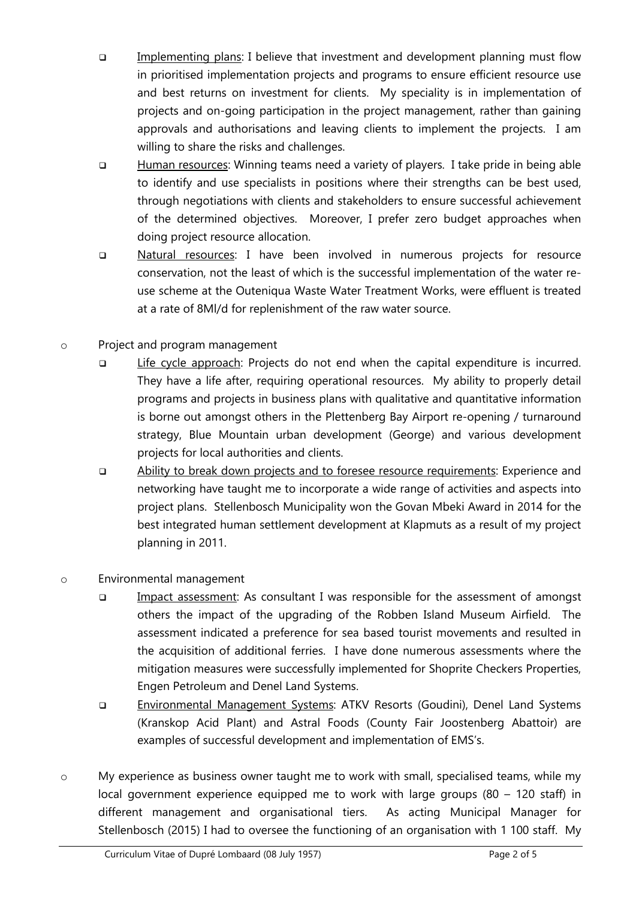- Implementing plans: I believe that investment and development planning must flow in prioritised implementation projects and programs to ensure efficient resource use and best returns on investment for clients. My speciality is in implementation of projects and on-going participation in the project management, rather than gaining approvals and authorisations and leaving clients to implement the projects. I am willing to share the risks and challenges.
- Human resources: Winning teams need a variety of players. I take pride in being able to identify and use specialists in positions where their strengths can be best used, through negotiations with clients and stakeholders to ensure successful achievement of the determined objectives. Moreover, I prefer zero budget approaches when doing project resource allocation.
- Natural resources: I have been involved in numerous projects for resource conservation, not the least of which is the successful implementation of the water re-use scheme at the Outeniqua Waste Water Treatment Works, were effluent is treated at a rate of 8Ml/d for replenishment of the raw water source.

- Project and program management
  - Life cycle approach: Projects do not end when the capital expenditure is incurred. They have a life after, requiring operational resources. My ability to properly detail programs and projects in business plans with qualitative and quantitative information is borne out amongst others in the Plettenberg Bay Airport re-opening / turnaround strategy, Blue Mountain urban development (George) and various development projects for local authorities and clients.
  - Ability to break down projects and to foresee resource requirements: Experience and networking have taught me to incorporate a wide range of activities and aspects into project plans. Stellenbosch Municipality won the Govan Mbeki Award in 2014 for the best integrated human settlement development at Klapmuts as a result of my project planning in 2011.

- Environmental management
  - Impact assessment: As consultant I was responsible for the assessment of amongst others the impact of the upgrading of the Robben Island Museum Airfield. The assessment indicated a preference for sea based tourist movements and resulted in the acquisition of additional ferries. I have done numerous assessments where the mitigation measures were successfully implemented for Shoprite Checkers Properties, Engen Petroleum and Denel Land Systems.
  - Environmental Management Systems: ATKV Resorts (Goudini), Denel Land Systems (Kranskop Acid Plant) and Astral Foods (County Fair Joostenberg Abattoir) are examples of successful development and implementation of EMS's.

- My experience as business owner taught me to work with small, specialised teams, while my local government experience equipped me to work with large groups (80 – 120 staff) in different management and organisational tiers. As acting Municipal Manager for Stellenbosch (2015) I had to oversee the functioning of an organisation with 1 100 staff. My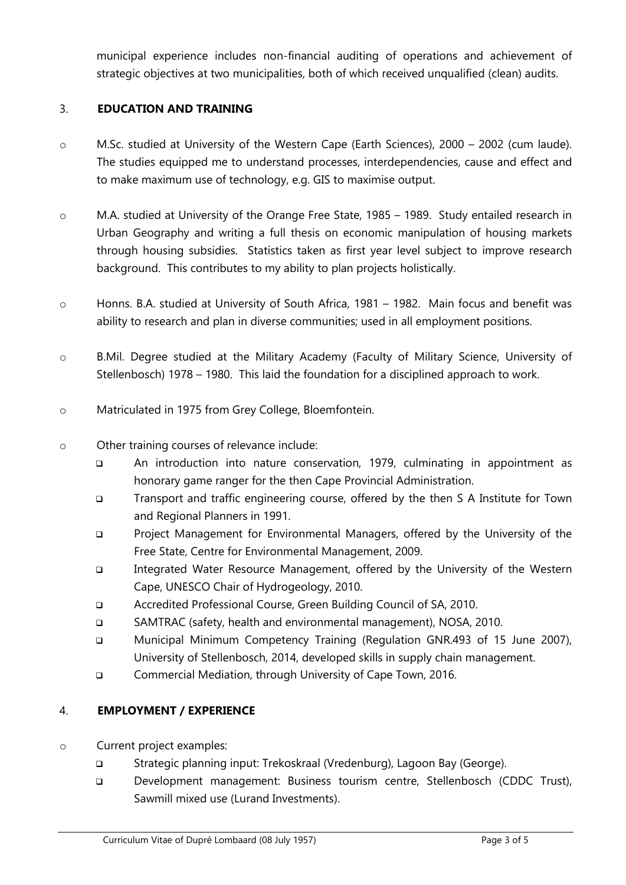municipal experience includes non-financial auditing of operations and achievement of strategic objectives at two municipalities, both of which received unqualified (clean) audits.

## 3. EDUCATION AND TRAINING

- M.Sc. studied at University of the Western Cape (Earth Sciences), 2000 – 2002 (cum laude). The studies equipped me to understand processes, interdependencies, cause and effect and to make maximum use of technology, e.g. GIS to maximise output.

- M.A. studied at University of the Orange Free State, 1985 – 1989. Study entailed research in Urban Geography and writing a full thesis on economic manipulation of housing markets through housing subsidies. Statistics taken as first year level subject to improve research background. This contributes to my ability to plan projects holistically.

- Honns. B.A. studied at University of South Africa, 1981 – 1982. Main focus and benefit was ability to research and plan in diverse communities; used in all employment positions.

- B.Mil. Degree studied at the Military Academy (Faculty of Military Science, University of Stellenbosch) 1978 – 1980. This laid the foundation for a disciplined approach to work.

- Matriculated in 1975 from Grey College, Bloemfontein.

- Other training courses of relevance include:
  - An introduction into nature conservation, 1979, culminating in appointment as honorary game ranger for the then Cape Provincial Administration.
  - Transport and traffic engineering course, offered by the then S A Institute for Town and Regional Planners in 1991.
  - Project Management for Environmental Managers, offered by the University of the Free State, Centre for Environmental Management, 2009.
  - Integrated Water Resource Management, offered by the University of the Western Cape, UNESCO Chair of Hydrogeology, 2010.
  - Accredited Professional Course, Green Building Council of SA, 2010.
  - SAMTRAC (safety, health and environmental management), NOSA, 2010.
  - Municipal Minimum Competency Training (Regulation GNR.493 of 15 June 2007), University of Stellenbosch, 2014, developed skills in supply chain management.
  - Commercial Mediation, through University of Cape Town, 2016.

## 4. EMPLOYMENT / EXPERIENCE

- Current project examples:
  - Strategic planning input: Trekoskraal (Vredenburg), Lagoon Bay (George).
  - Development management: Business tourism centre, Stellenbosch (CDDC Trust), Sawmill mixed use (Lurand Investments).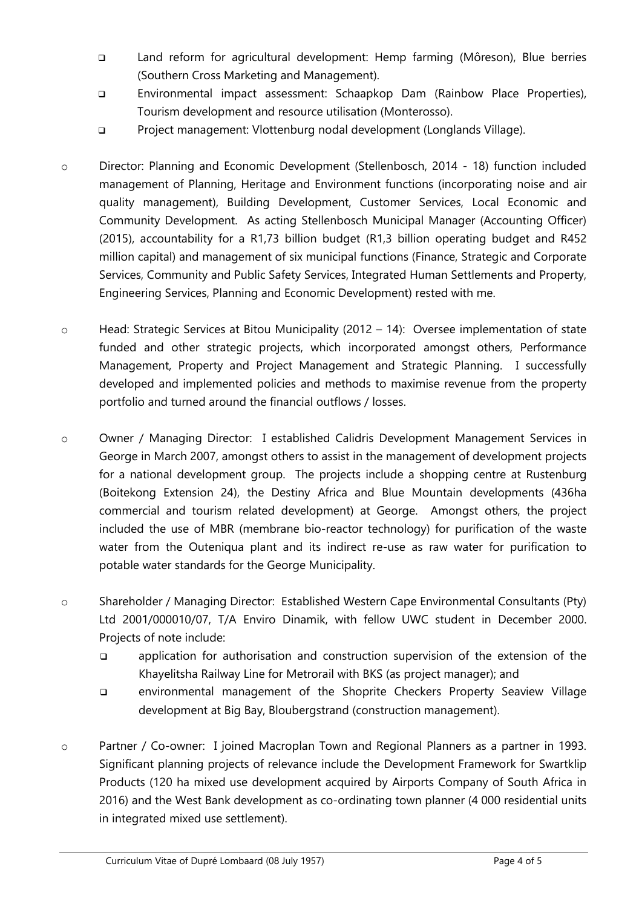- Land reform for agricultural development: Hemp farming (Môreson), Blue berries (Southern Cross Marketing and Management).
  - Environmental impact assessment: Schaapkop Dam (Rainbow Place Properties), Tourism development and resource utilisation (Monterosso).
  - Project management: Vlottenburg nodal development (Longlands Village).

- Director: Planning and Economic Development (Stellenbosch, 2014 - 18) function included management of Planning, Heritage and Environment functions (incorporating noise and air quality management), Building Development, Customer Services, Local Economic and Community Development. As acting Stellenbosch Municipal Manager (Accounting Officer) (2015), accountability for a R1,73 billion budget (R1,3 billion operating budget and R452 million capital) and management of six municipal functions (Finance, Strategic and Corporate Services, Community and Public Safety Services, Integrated Human Settlements and Property, Engineering Services, Planning and Economic Development) rested with me.

- Head: Strategic Services at Bitou Municipality (2012 – 14): Oversee implementation of state funded and other strategic projects, which incorporated amongst others, Performance Management, Property and Project Management and Strategic Planning. I successfully developed and implemented policies and methods to maximise revenue from the property portfolio and turned around the financial outflows / losses.

- Owner / Managing Director: I established Calidris Development Management Services in George in March 2007, amongst others to assist in the management of development projects for a national development group. The projects include a shopping centre at Rustenburg (Boitekong Extension 24), the Destiny Africa and Blue Mountain developments (436ha commercial and tourism related development) at George. Amongst others, the project included the use of MBR (membrane bio-reactor technology) for purification of the waste water from the Outeniqua plant and its indirect re-use as raw water for purification to potable water standards for the George Municipality.

- Shareholder / Managing Director: Established Western Cape Environmental Consultants (Pty) Ltd 2001/000010/07, T/A Enviro Dinamik, with fellow UWC student in December 2000. Projects of note include:
  - application for authorisation and construction supervision of the extension of the Khayelitsha Railway Line for Metrorail with BKS (as project manager); and
  - environmental management of the Shoprite Checkers Property Seaview Village development at Big Bay, Bloubergstrand (construction management).

- Partner / Co-owner: I joined Macroplan Town and Regional Planners as a partner in 1993. Significant planning projects of relevance include the Development Framework for Swartklip Products (120 ha mixed use development acquired by Airports Company of South Africa in 2016) and the West Bank development as co-ordinating town planner (4 000 residential units in integrated mixed use settlement).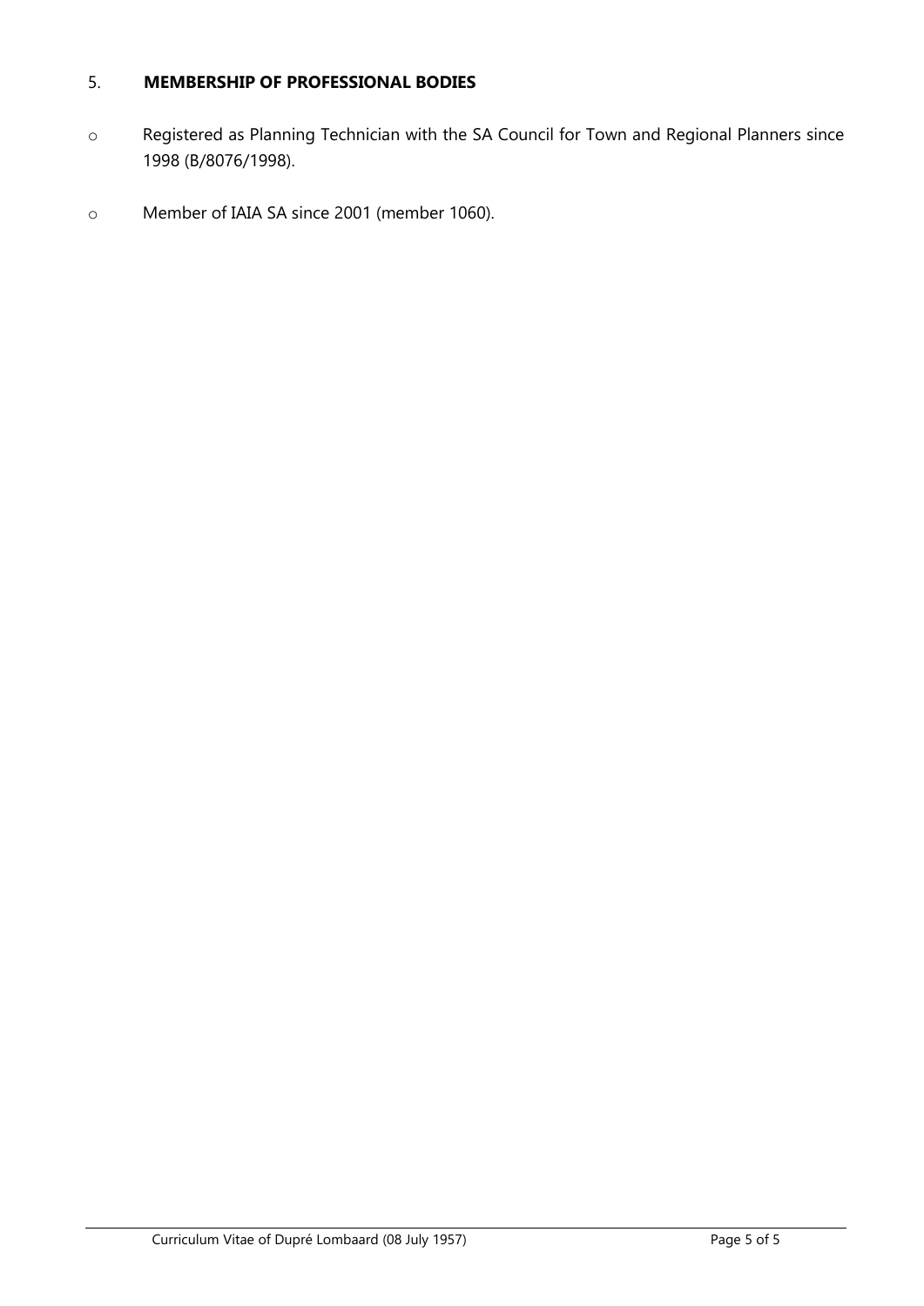## 5. MEMBERSHIP OF PROFESSIONAL BODIES

- Registered as Planning Technician with the SA Council for Town and Regional Planners since 1998 (B/8076/1998).
- Member of IAIA SA since 2001 (member 1060).